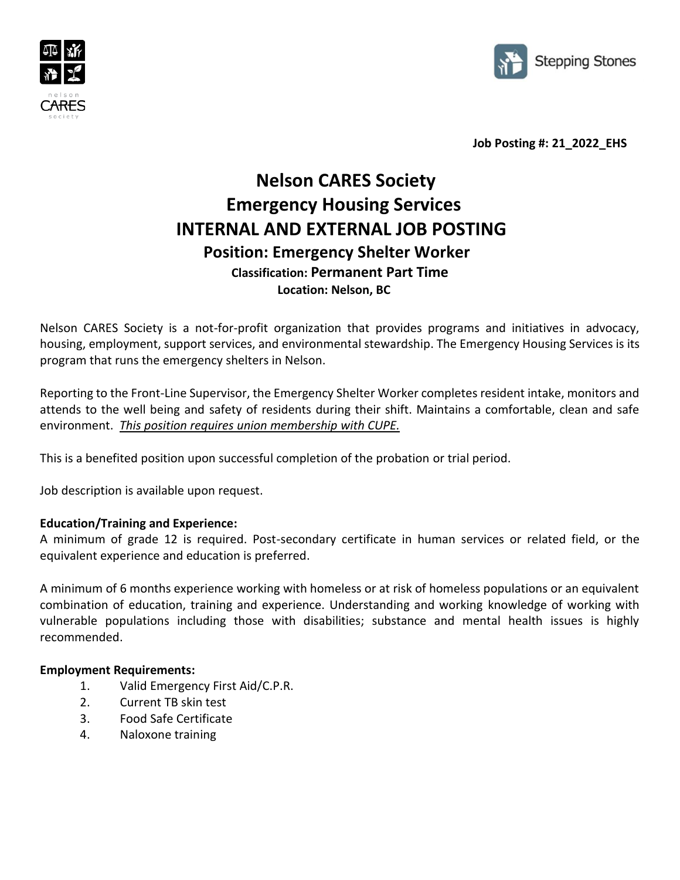Job Posting #: 21_2022_EHS

# Nelson CARES Society
# Emergency Housing Services
# INTERNAL AND EXTERNAL JOB POSTING
## Position: Emergency Shelter Worker
### Classification: Permanent Part Time
### Location: Nelson, BC

Nelson CARES Society is a not-for-profit organization that provides programs and initiatives in advocacy, housing, employment, support services, and environmental stewardship. The Emergency Housing Services is its program that runs the emergency shelters in Nelson.

Reporting to the Front-Line Supervisor, the Emergency Shelter Worker completes resident intake, monitors and attends to the well being and safety of residents during their shift. Maintains a comfortable, clean and safe environment. *This position requires union membership with CUPE.*

This is a benefited position upon successful completion of the probation or trial period.

Job description is available upon request.

**Education/Training and Experience:**
A minimum of grade 12 is required. Post-secondary certificate in human services or related field, or the equivalent experience and education is preferred.

A minimum of 6 months experience working with homeless or at risk of homeless populations or an equivalent combination of education, training and experience. Understanding and working knowledge of working with vulnerable populations including those with disabilities; substance and mental health issues is highly recommended.

**Employment Requirements:**

1. Valid Emergency First Aid/C.P.R.
2. Current TB skin test
3. Food Safe Certificate
4. Naloxone training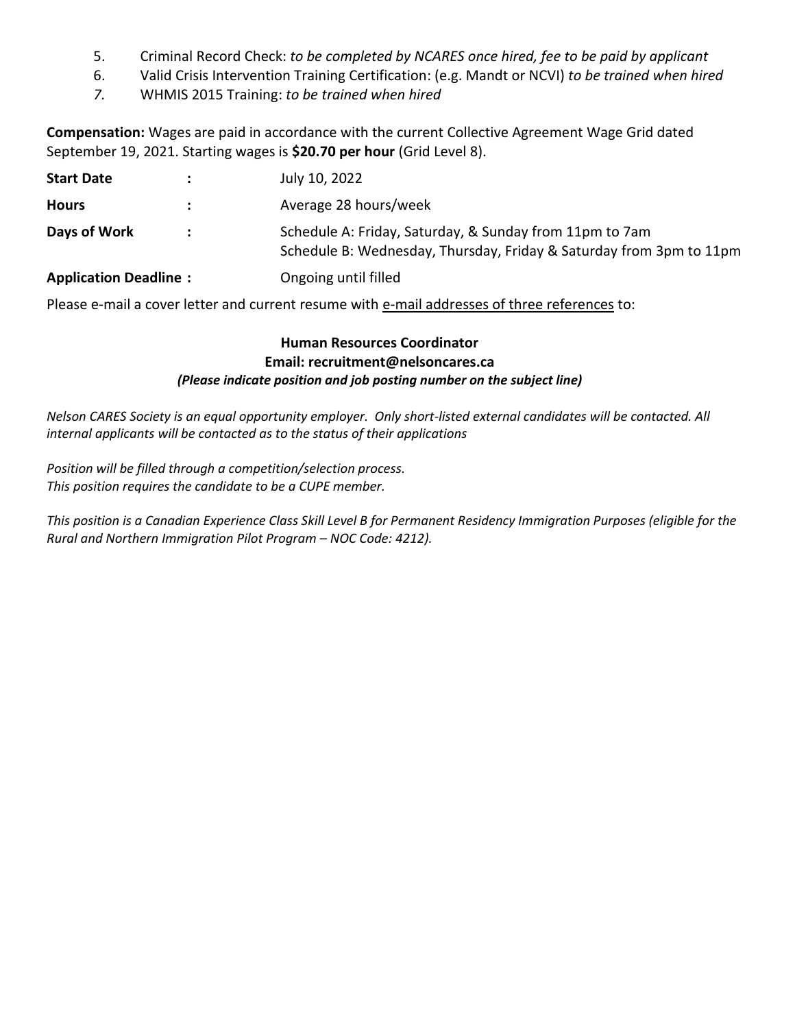5. Criminal Record Check: *to be completed by NCARES once hired, fee to be paid by applicant*
6. Valid Crisis Intervention Training Certification: (e.g. Mandt or NCVI) *to be trained when hired*
7. WHMIS 2015 Training: *to be trained when hired*

**Compensation:** Wages are paid in accordance with the current Collective Agreement Wage Grid dated September 19, 2021. Starting wages is **$20.70 per hour** (Grid Level 8).

| | | |
|---|---|---|
| **Start Date** | : | July 10, 2022 |
| **Hours** | : | Average 28 hours/week |
| **Days of Work** | : | Schedule A: Friday, Saturday, & Sunday from 11pm to 7am<br>Schedule B: Wednesday, Thursday, Friday & Saturday from 3pm to 11pm |
| **Application Deadline** | : | Ongoing until filled |

Please e-mail a cover letter and current resume with <u>e-mail addresses of three references</u> to:

**Human Resources Coordinator**
**Email: recruitment@nelsoncares.ca**
***(Please indicate position and job posting number on the subject line)***

*Nelson CARES Society is an equal opportunity employer. Only short-listed external candidates will be contacted. All internal applicants will be contacted as to the status of their applications*

*Position will be filled through a competition/selection process.*
*This position requires the candidate to be a CUPE member.*

*This position is a Canadian Experience Class Skill Level B for Permanent Residency Immigration Purposes (eligible for the Rural and Northern Immigration Pilot Program – NOC Code: 4212).*